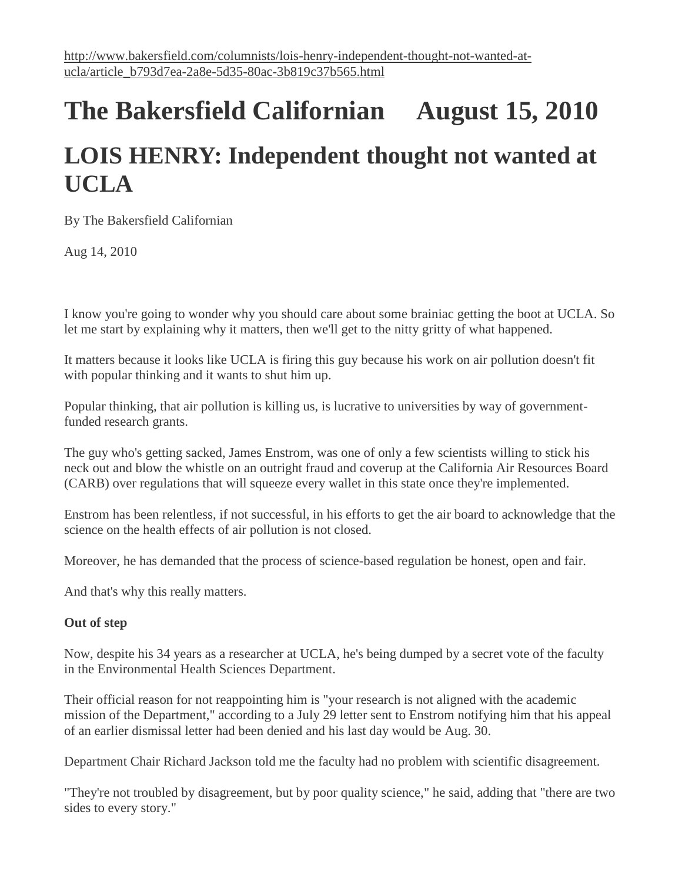http://www.bakersfield.com/columnists/lois-henry-independent-thought-not-wanted-at-ucla/article_b793d7ea-2a8e-5d35-80ac-3b819c37b565.html

# The Bakersfield Californian August 15, 2010

# LOIS HENRY: Independent thought not wanted at UCLA

By The Bakersfield Californian

Aug 14, 2010

I know you're going to wonder why you should care about some brainiac getting the boot at UCLA. So let me start by explaining why it matters, then we'll get to the nitty gritty of what happened.

It matters because it looks like UCLA is firing this guy because his work on air pollution doesn't fit with popular thinking and it wants to shut him up.

Popular thinking, that air pollution is killing us, is lucrative to universities by way of government-funded research grants.

The guy who's getting sacked, James Enstrom, was one of only a few scientists willing to stick his neck out and blow the whistle on an outright fraud and coverup at the California Air Resources Board (CARB) over regulations that will squeeze every wallet in this state once they're implemented.

Enstrom has been relentless, if not successful, in his efforts to get the air board to acknowledge that the science on the health effects of air pollution is not closed.

Moreover, he has demanded that the process of science-based regulation be honest, open and fair.

And that's why this really matters.

**Out of step**

Now, despite his 34 years as a researcher at UCLA, he's being dumped by a secret vote of the faculty in the Environmental Health Sciences Department.

Their official reason for not reappointing him is "your research is not aligned with the academic mission of the Department," according to a July 29 letter sent to Enstrom notifying him that his appeal of an earlier dismissal letter had been denied and his last day would be Aug. 30.

Department Chair Richard Jackson told me the faculty had no problem with scientific disagreement.

"They're not troubled by disagreement, but by poor quality science," he said, adding that "there are two sides to every story."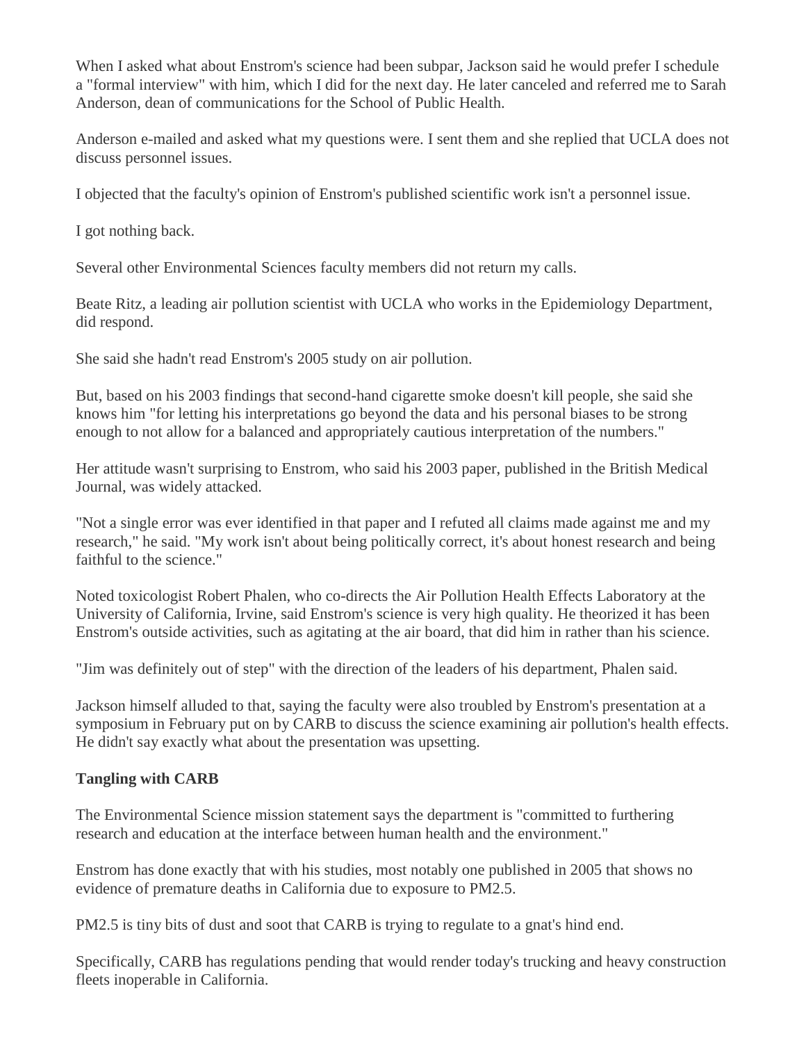When I asked what about Enstrom's science had been subpar, Jackson said he would prefer I schedule a "formal interview" with him, which I did for the next day. He later canceled and referred me to Sarah Anderson, dean of communications for the School of Public Health.

Anderson e-mailed and asked what my questions were. I sent them and she replied that UCLA does not discuss personnel issues.

I objected that the faculty's opinion of Enstrom's published scientific work isn't a personnel issue.

I got nothing back.

Several other Environmental Sciences faculty members did not return my calls.

Beate Ritz, a leading air pollution scientist with UCLA who works in the Epidemiology Department, did respond.

She said she hadn't read Enstrom's 2005 study on air pollution.

But, based on his 2003 findings that second-hand cigarette smoke doesn't kill people, she said she knows him "for letting his interpretations go beyond the data and his personal biases to be strong enough to not allow for a balanced and appropriately cautious interpretation of the numbers."

Her attitude wasn't surprising to Enstrom, who said his 2003 paper, published in the British Medical Journal, was widely attacked.

"Not a single error was ever identified in that paper and I refuted all claims made against me and my research," he said. "My work isn't about being politically correct, it's about honest research and being faithful to the science."

Noted toxicologist Robert Phalen, who co-directs the Air Pollution Health Effects Laboratory at the University of California, Irvine, said Enstrom's science is very high quality. He theorized it has been Enstrom's outside activities, such as agitating at the air board, that did him in rather than his science.

"Jim was definitely out of step" with the direction of the leaders of his department, Phalen said.

Jackson himself alluded to that, saying the faculty were also troubled by Enstrom's presentation at a symposium in February put on by CARB to discuss the science examining air pollution's health effects. He didn't say exactly what about the presentation was upsetting.

**Tangling with CARB**

The Environmental Science mission statement says the department is "committed to furthering research and education at the interface between human health and the environment."

Enstrom has done exactly that with his studies, most notably one published in 2005 that shows no evidence of premature deaths in California due to exposure to PM2.5.

PM2.5 is tiny bits of dust and soot that CARB is trying to regulate to a gnat's hind end.

Specifically, CARB has regulations pending that would render today's trucking and heavy construction fleets inoperable in California.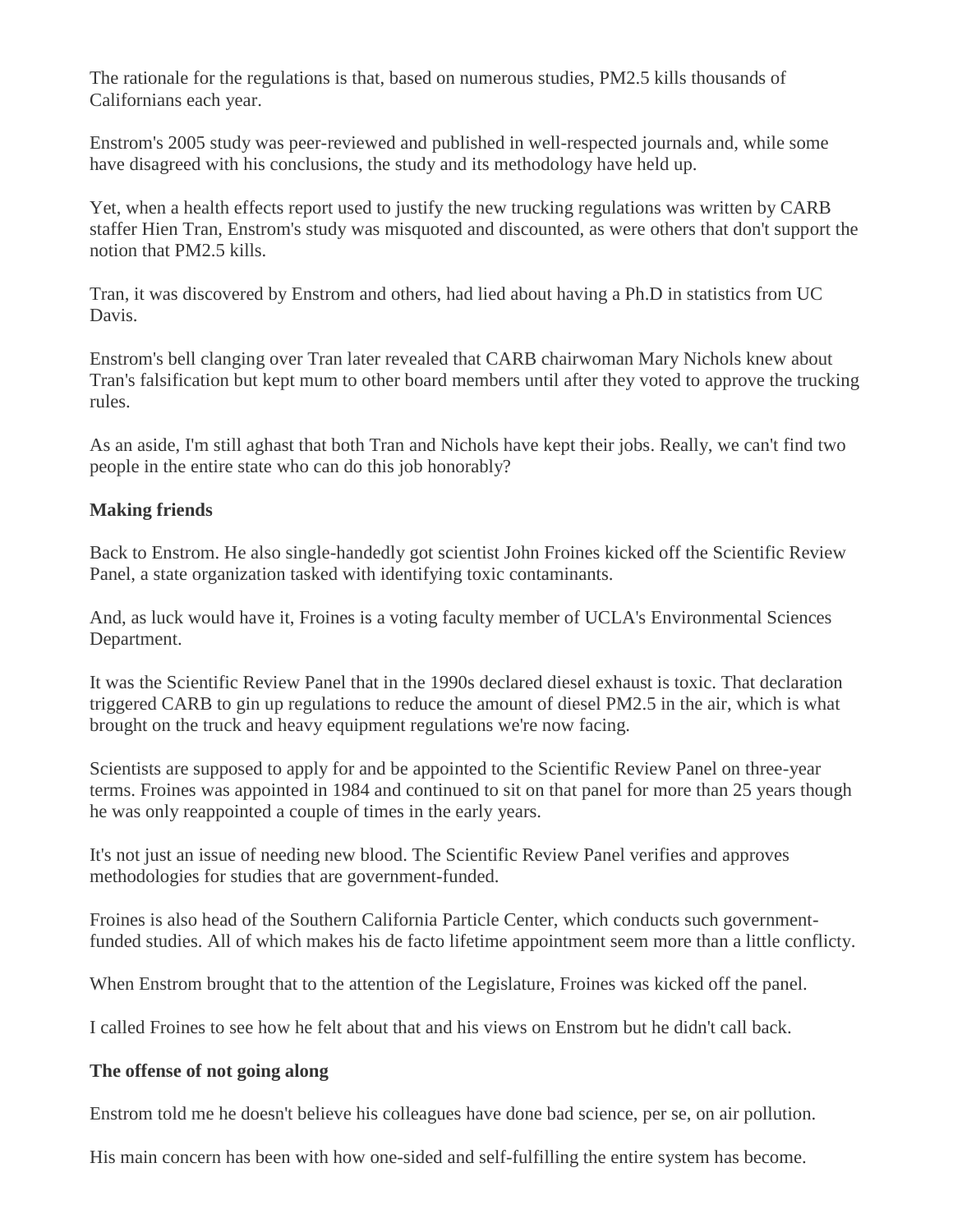The rationale for the regulations is that, based on numerous studies, PM2.5 kills thousands of Californians each year.

Enstrom's 2005 study was peer-reviewed and published in well-respected journals and, while some have disagreed with his conclusions, the study and its methodology have held up.

Yet, when a health effects report used to justify the new trucking regulations was written by CARB staffer Hien Tran, Enstrom's study was misquoted and discounted, as were others that don't support the notion that PM2.5 kills.

Tran, it was discovered by Enstrom and others, had lied about having a Ph.D in statistics from UC Davis.

Enstrom's bell clanging over Tran later revealed that CARB chairwoman Mary Nichols knew about Tran's falsification but kept mum to other board members until after they voted to approve the trucking rules.

As an aside, I'm still aghast that both Tran and Nichols have kept their jobs. Really, we can't find two people in the entire state who can do this job honorably?

**Making friends**

Back to Enstrom. He also single-handedly got scientist John Froines kicked off the Scientific Review Panel, a state organization tasked with identifying toxic contaminants.

And, as luck would have it, Froines is a voting faculty member of UCLA's Environmental Sciences Department.

It was the Scientific Review Panel that in the 1990s declared diesel exhaust is toxic. That declaration triggered CARB to gin up regulations to reduce the amount of diesel PM2.5 in the air, which is what brought on the truck and heavy equipment regulations we're now facing.

Scientists are supposed to apply for and be appointed to the Scientific Review Panel on three-year terms. Froines was appointed in 1984 and continued to sit on that panel for more than 25 years though he was only reappointed a couple of times in the early years.

It's not just an issue of needing new blood. The Scientific Review Panel verifies and approves methodologies for studies that are government-funded.

Froines is also head of the Southern California Particle Center, which conducts such government-funded studies. All of which makes his de facto lifetime appointment seem more than a little conflicty.

When Enstrom brought that to the attention of the Legislature, Froines was kicked off the panel.

I called Froines to see how he felt about that and his views on Enstrom but he didn't call back.

**The offense of not going along**

Enstrom told me he doesn't believe his colleagues have done bad science, per se, on air pollution.

His main concern has been with how one-sided and self-fulfilling the entire system has become.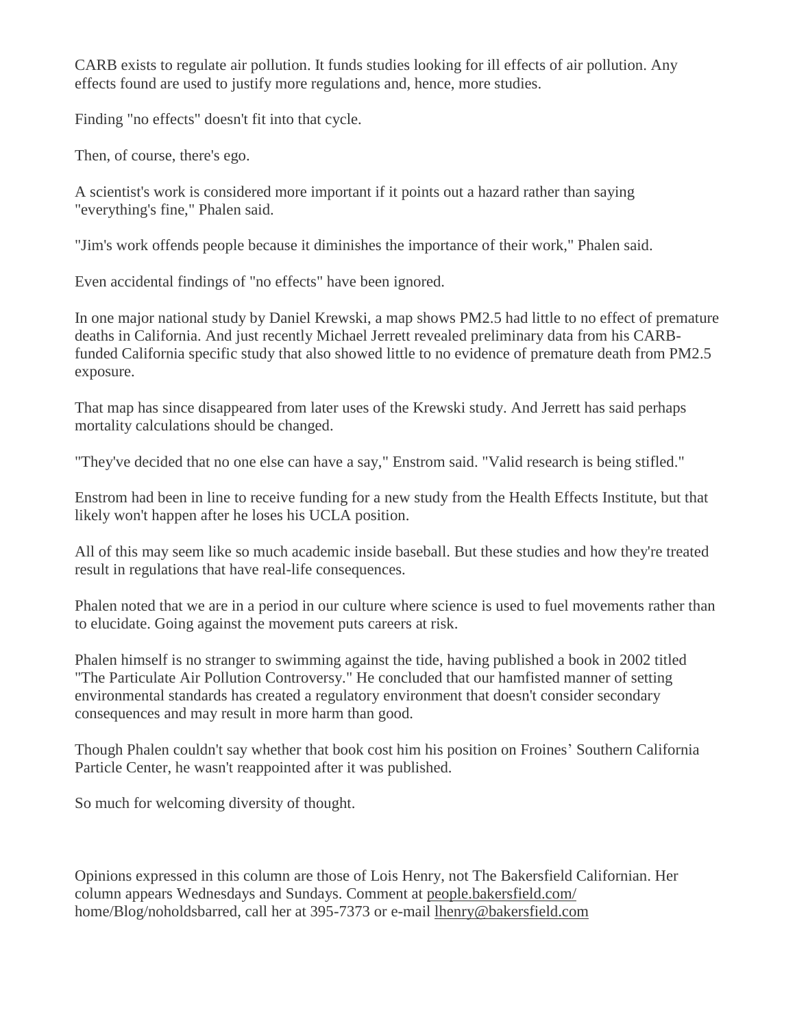CARB exists to regulate air pollution. It funds studies looking for ill effects of air pollution. Any effects found are used to justify more regulations and, hence, more studies.

Finding "no effects" doesn't fit into that cycle.

Then, of course, there's ego.

A scientist's work is considered more important if it points out a hazard rather than saying "everything's fine," Phalen said.

"Jim's work offends people because it diminishes the importance of their work," Phalen said.

Even accidental findings of "no effects" have been ignored.

In one major national study by Daniel Krewski, a map shows PM2.5 had little to no effect of premature deaths in California. And just recently Michael Jerrett revealed preliminary data from his CARB-funded California specific study that also showed little to no evidence of premature death from PM2.5 exposure.

That map has since disappeared from later uses of the Krewski study. And Jerrett has said perhaps mortality calculations should be changed.

"They've decided that no one else can have a say," Enstrom said. "Valid research is being stifled."

Enstrom had been in line to receive funding for a new study from the Health Effects Institute, but that likely won't happen after he loses his UCLA position.

All of this may seem like so much academic inside baseball. But these studies and how they're treated result in regulations that have real-life consequences.

Phalen noted that we are in a period in our culture where science is used to fuel movements rather than to elucidate. Going against the movement puts careers at risk.

Phalen himself is no stranger to swimming against the tide, having published a book in 2002 titled "The Particulate Air Pollution Controversy." He concluded that our hamfisted manner of setting environmental standards has created a regulatory environment that doesn't consider secondary consequences and may result in more harm than good.

Though Phalen couldn't say whether that book cost him his position on Froines' Southern California Particle Center, he wasn't reappointed after it was published.

So much for welcoming diversity of thought.

Opinions expressed in this column are those of Lois Henry, not The Bakersfield Californian. Her column appears Wednesdays and Sundays. Comment at people.bakersfield.com/home/Blog/noholdsbarred, call her at 395-7373 or e-mail lhenry@bakersfield.com